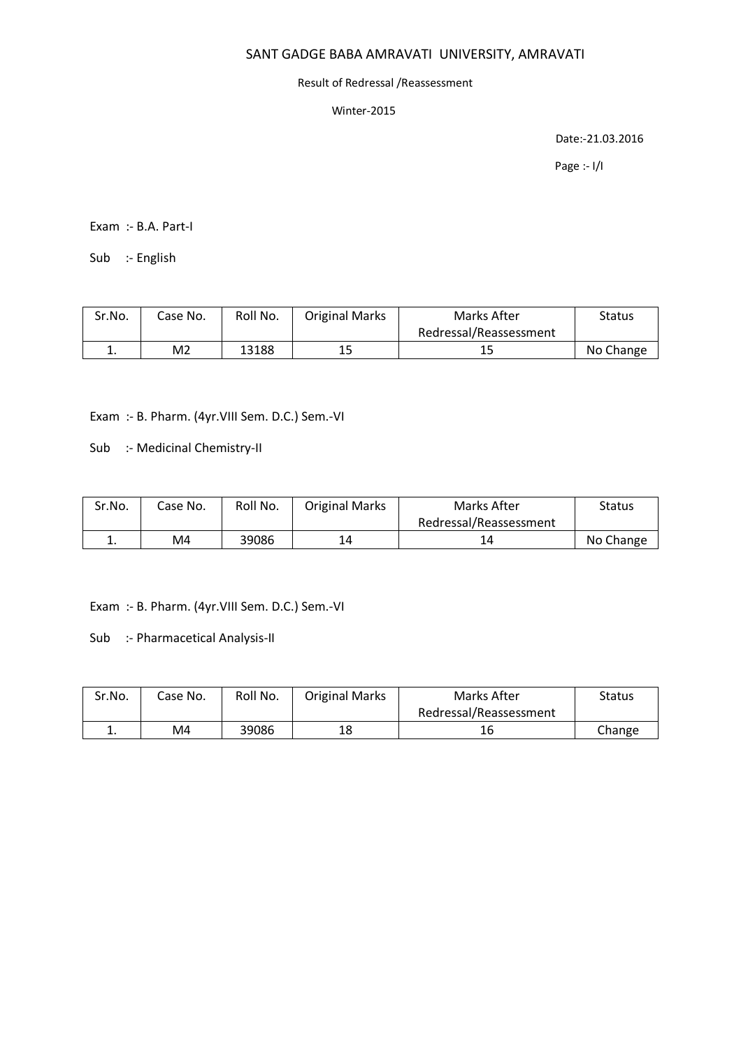# SANT GADGE BABA AMRAVATI UNIVERSITY, AMRAVATI

Result of Redressal /Reassessment

Winter-2015

Date:-21.03.2016

Page :- I/I

Exam :- B.A. Part-I

Sub :- English

| Sr.No. | Case No. | Roll No. | Original Marks | Marks After Redressal/Reassessment | Status |
|---|---|---|---|---|---|
| 1. | M2 | 13188 | 15 | 15 | No Change |

Exam :- B. Pharm. (4yr.VIII Sem. D.C.) Sem.-VI

Sub :- Medicinal Chemistry-II

| Sr.No. | Case No. | Roll No. | Original Marks | Marks After Redressal/Reassessment | Status |
|---|---|---|---|---|---|
| 1. | M4 | 39086 | 14 | 14 | No Change |

Exam :- B. Pharm. (4yr.VIII Sem. D.C.) Sem.-VI

Sub :- Pharmacetical Analysis-II

| Sr.No. | Case No. | Roll No. | Original Marks | Marks After Redressal/Reassessment | Status |
|---|---|---|---|---|---|
| 1. | M4 | 39086 | 18 | 16 | Change |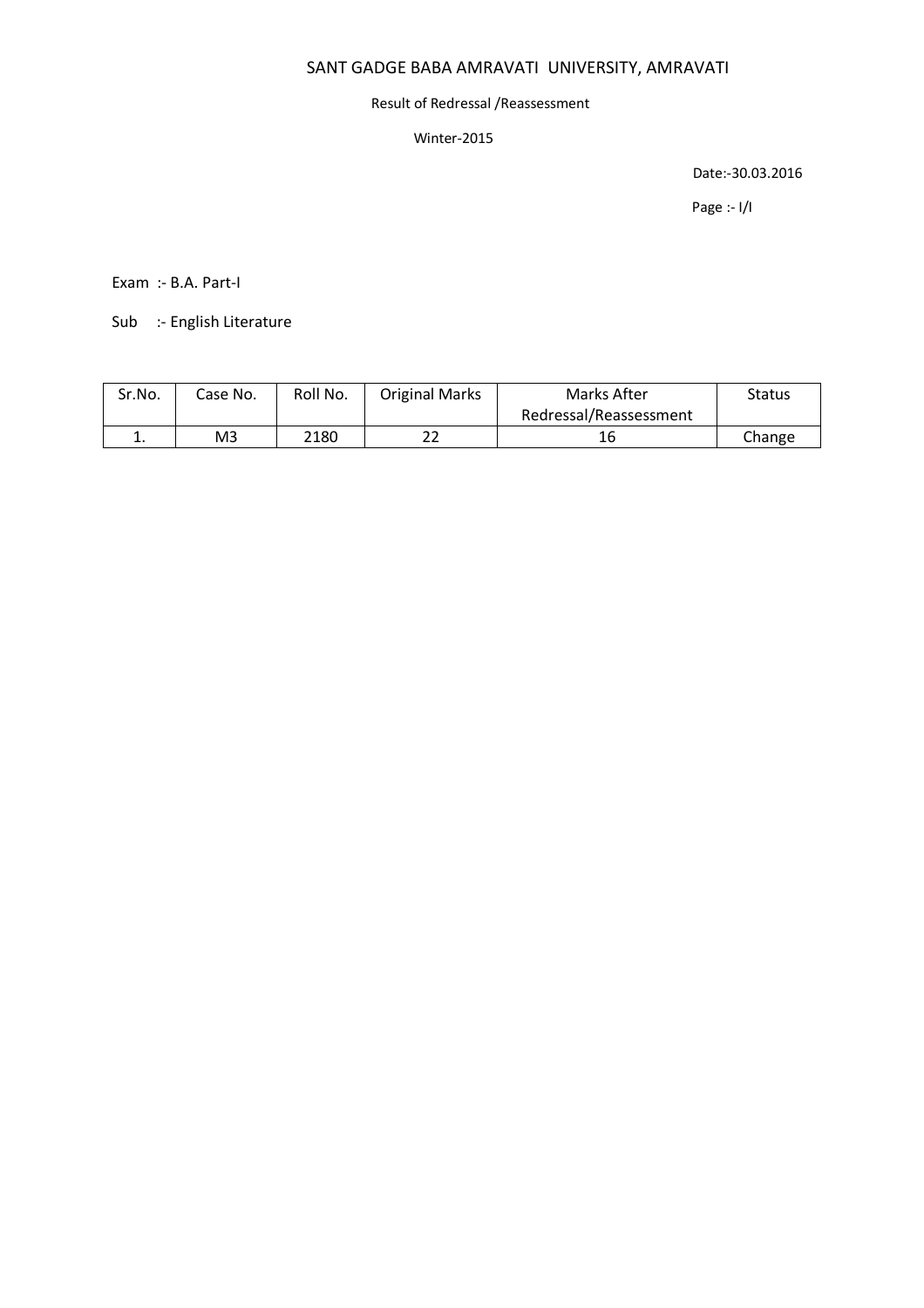# SANT GADGE BABA AMRAVATI UNIVERSITY, AMRAVATI

Result of Redressal /Reassessment

Winter-2015

Date:-30.03.2016

Page :- I/I

Exam :- B.A. Part-I

Sub :- English Literature

| Sr.No. | Case No. | Roll No. | Original Marks | Marks After Redressal/Reassessment | Status |
|---|---|---|---|---|---|
| 1. | M3 | 2180 | 22 | 16 | Change |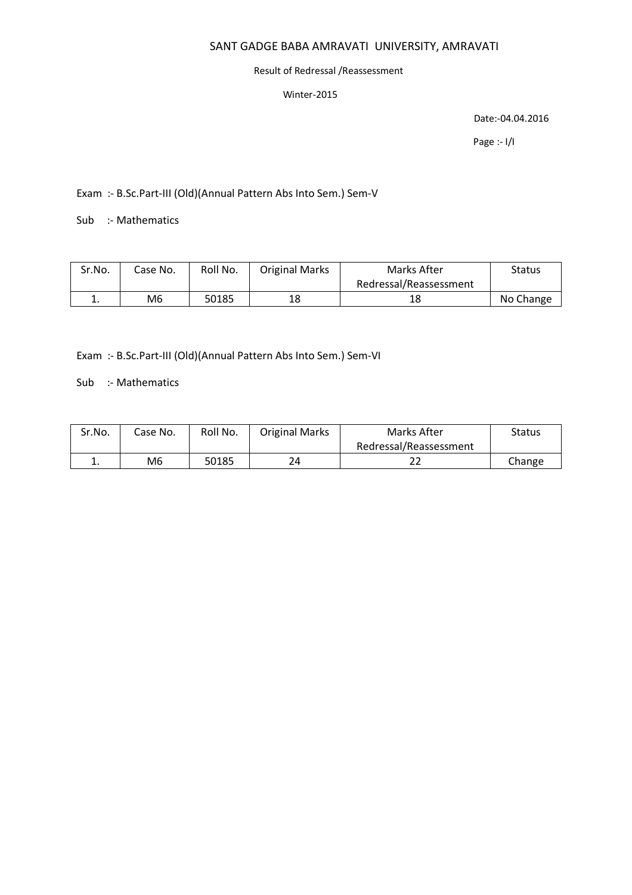# SANT GADGE BABA AMRAVATI UNIVERSITY, AMRAVATI

Result of Redressal /Reassessment

Winter-2015

Date:-04.04.2016

Page :- I/I

Exam :- B.Sc.Part-III (Old)(Annual Pattern Abs Into Sem.) Sem-V

Sub :- Mathematics

| Sr.No. | Case No. | Roll No. | Original Marks | Marks After Redressal/Reassessment | Status |
|---|---|---|---|---|---|
| 1. | M6 | 50185 | 18 | 18 | No Change |

Exam :- B.Sc.Part-III (Old)(Annual Pattern Abs Into Sem.) Sem-VI

Sub :- Mathematics

| Sr.No. | Case No. | Roll No. | Original Marks | Marks After Redressal/Reassessment | Status |
|---|---|---|---|---|---|
| 1. | M6 | 50185 | 24 | 22 | Change |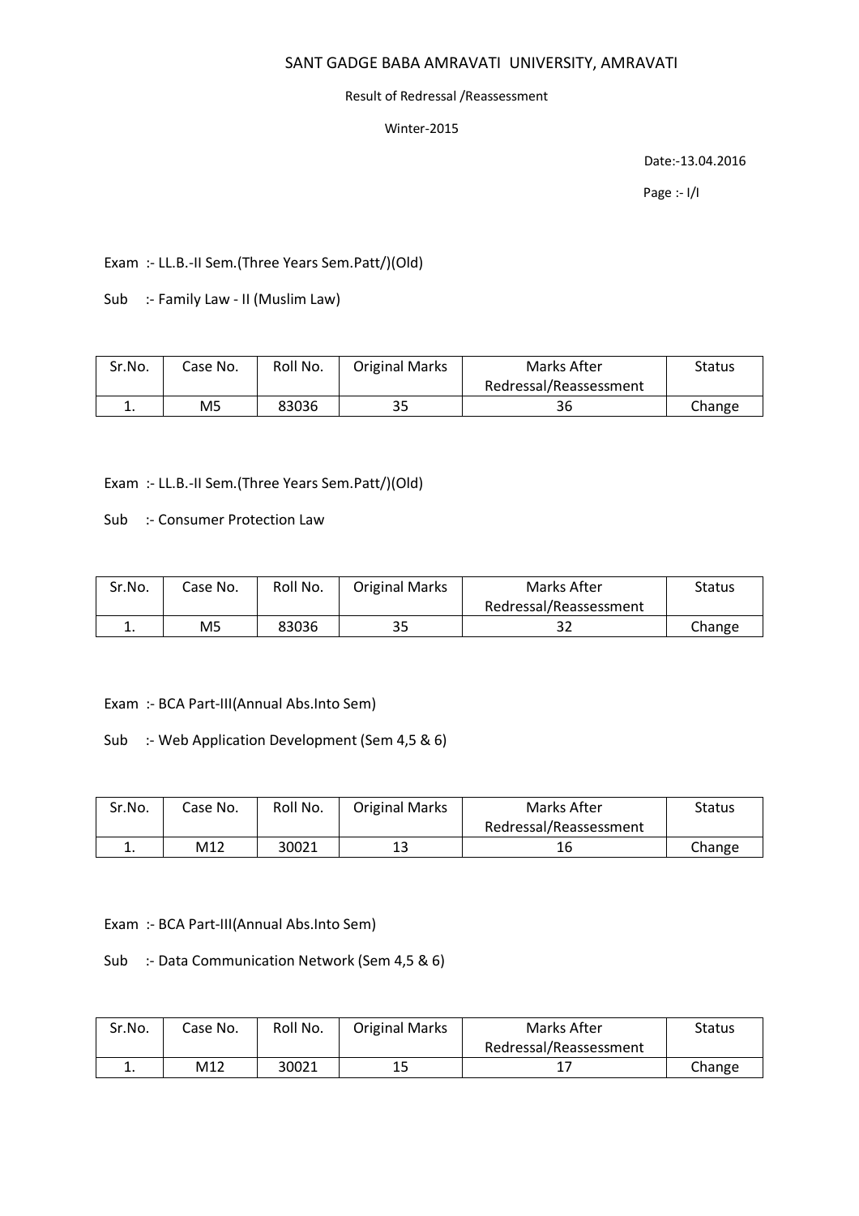# SANT GADGE BABA AMRAVATI UNIVERSITY, AMRAVATI

Result of Redressal /Reassessment

Winter-2015

Date:-13.04.2016

Page :- I/I

Exam :- LL.B.-II Sem.(Three Years Sem.Patt/)(Old)

Sub :- Family Law - II (Muslim Law)

| Sr.No. | Case No. | Roll No. | Original Marks | Marks After Redressal/Reassessment | Status |
|---|---|---|---|---|---|
| 1. | M5 | 83036 | 35 | 36 | Change |

Exam :- LL.B.-II Sem.(Three Years Sem.Patt/)(Old)

Sub :- Consumer Protection Law

| Sr.No. | Case No. | Roll No. | Original Marks | Marks After Redressal/Reassessment | Status |
|---|---|---|---|---|---|
| 1. | M5 | 83036 | 35 | 32 | Change |

Exam :- BCA Part-III(Annual Abs.Into Sem)

Sub :- Web Application Development (Sem 4,5 & 6)

| Sr.No. | Case No. | Roll No. | Original Marks | Marks After Redressal/Reassessment | Status |
|---|---|---|---|---|---|
| 1. | M12 | 30021 | 13 | 16 | Change |

Exam :- BCA Part-III(Annual Abs.Into Sem)

Sub :- Data Communication Network (Sem 4,5 & 6)

| Sr.No. | Case No. | Roll No. | Original Marks | Marks After Redressal/Reassessment | Status |
|---|---|---|---|---|---|
| 1. | M12 | 30021 | 15 | 17 | Change |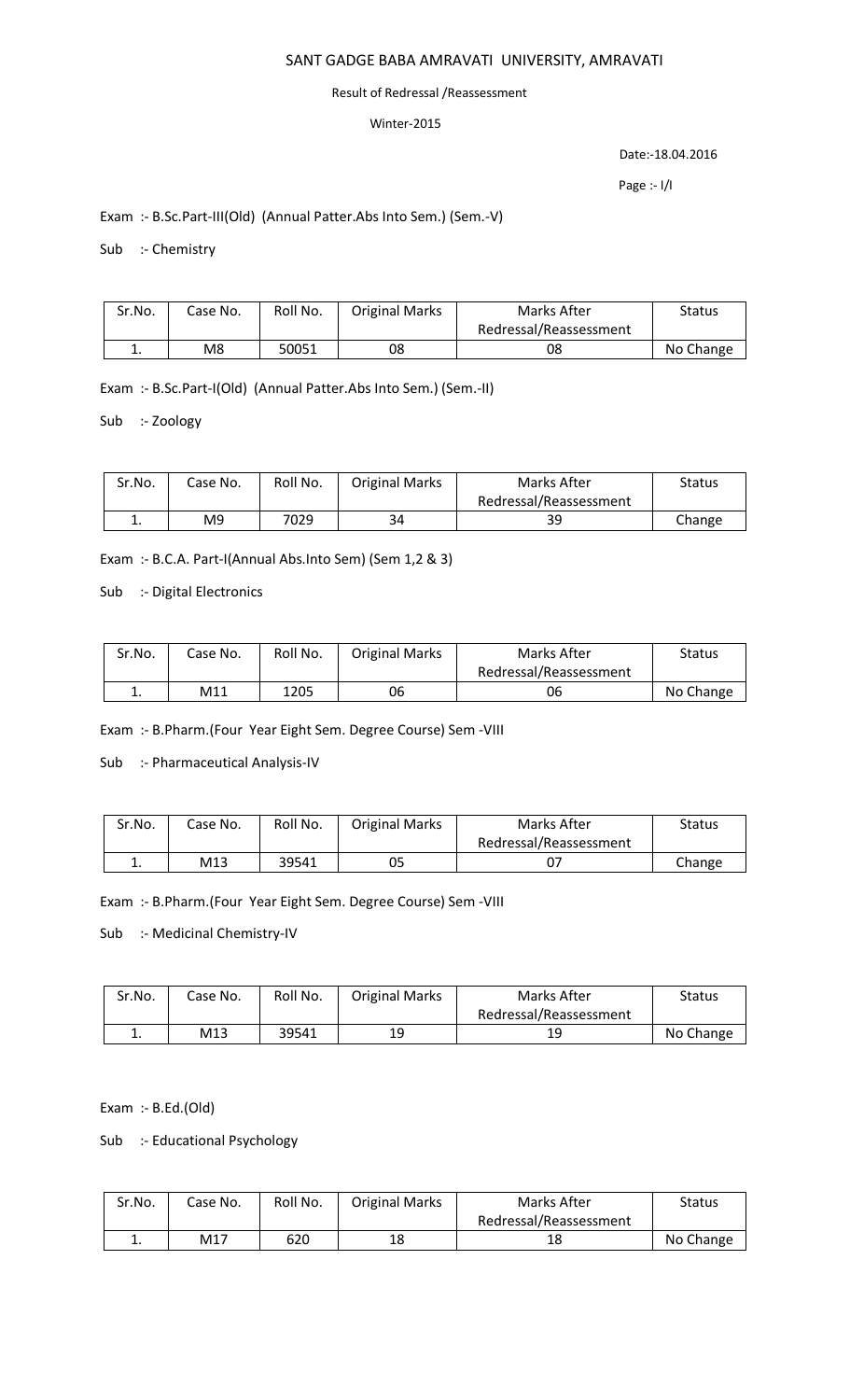SANT GADGE BABA AMRAVATI UNIVERSITY, AMRAVATI

Result of Redressal /Reassessment

Winter-2015

Date:-18.04.2016

Page :- I/I

Exam :- B.Sc.Part-III(Old) (Annual Patter.Abs Into Sem.) (Sem.-V)

Sub :- Chemistry

| Sr.No. | Case No. | Roll No. | Original Marks | Marks After Redressal/Reassessment | Status |
|---|---|---|---|---|---|
| 1. | M8 | 50051 | 08 | 08 | No Change |

Exam :- B.Sc.Part-I(Old) (Annual Patter.Abs Into Sem.) (Sem.-II)

Sub :- Zoology

| Sr.No. | Case No. | Roll No. | Original Marks | Marks After Redressal/Reassessment | Status |
|---|---|---|---|---|---|
| 1. | M9 | 7029 | 34 | 39 | Change |

Exam :- B.C.A. Part-I(Annual Abs.Into Sem) (Sem 1,2 & 3)

Sub :- Digital Electronics

| Sr.No. | Case No. | Roll No. | Original Marks | Marks After Redressal/Reassessment | Status |
|---|---|---|---|---|---|
| 1. | M11 | 1205 | 06 | 06 | No Change |

Exam :- B.Pharm.(Four Year Eight Sem. Degree Course) Sem -VIII

Sub :- Pharmaceutical Analysis-IV

| Sr.No. | Case No. | Roll No. | Original Marks | Marks After Redressal/Reassessment | Status |
|---|---|---|---|---|---|
| 1. | M13 | 39541 | 05 | 07 | Change |

Exam :- B.Pharm.(Four Year Eight Sem. Degree Course) Sem -VIII

Sub :- Medicinal Chemistry-IV

| Sr.No. | Case No. | Roll No. | Original Marks | Marks After Redressal/Reassessment | Status |
|---|---|---|---|---|---|
| 1. | M13 | 39541 | 19 | 19 | No Change |

Exam :- B.Ed.(Old)

Sub :- Educational Psychology

| Sr.No. | Case No. | Roll No. | Original Marks | Marks After Redressal/Reassessment | Status |
|---|---|---|---|---|---|
| 1. | M17 | 620 | 18 | 18 | No Change |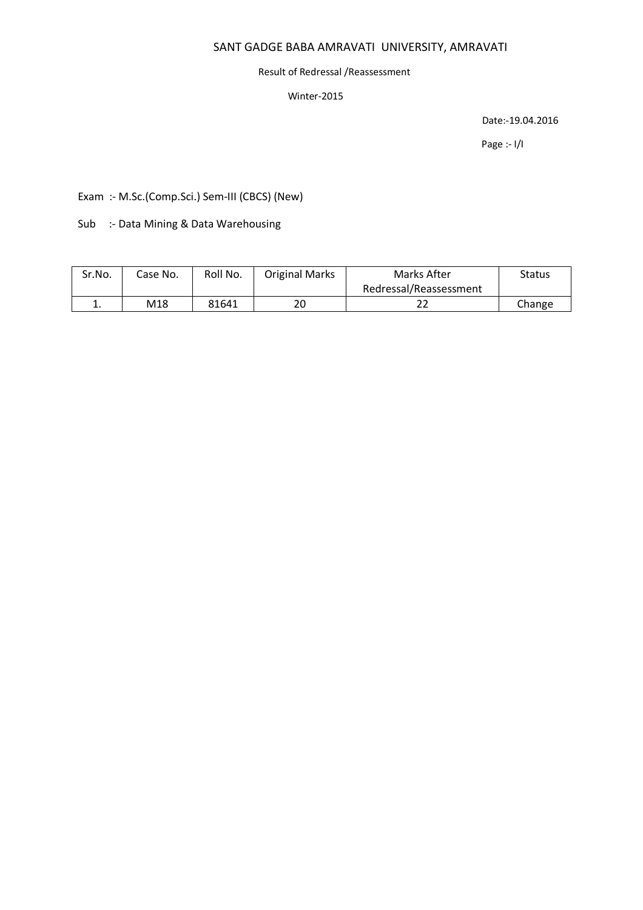# SANT GADGE BABA AMRAVATI UNIVERSITY, AMRAVATI

Result of Redressal /Reassessment

Winter-2015

Date:-19.04.2016

Page :- I/I

Exam :- M.Sc.(Comp.Sci.) Sem-III (CBCS) (New)

Sub :- Data Mining & Data Warehousing

| Sr.No. | Case No. | Roll No. | Original Marks | Marks After Redressal/Reassessment | Status |
|---|---|---|---|---|---|
| 1. | M18 | 81641 | 20 | 22 | Change |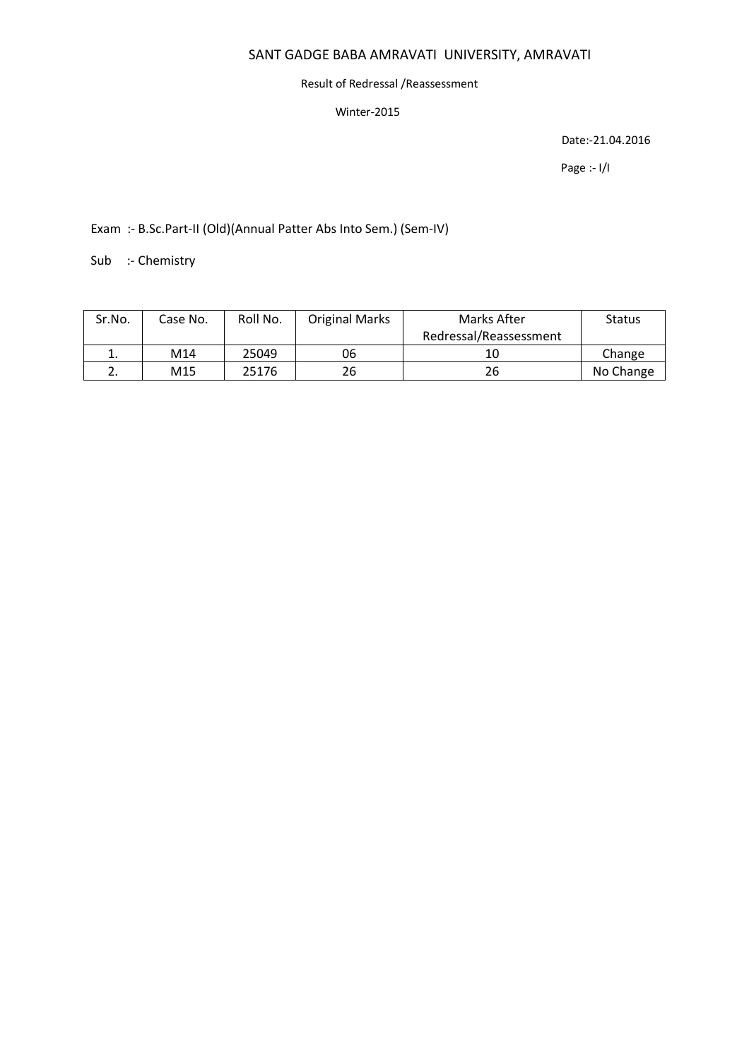# SANT GADGE BABA AMRAVATI UNIVERSITY, AMRAVATI

Result of Redressal /Reassessment

Winter-2015

Date:-21.04.2016

Page :- I/I

Exam :- B.Sc.Part-II (Old)(Annual Patter Abs Into Sem.) (Sem-IV)

Sub :- Chemistry

| Sr.No. | Case No. | Roll No. | Original Marks | Marks After Redressal/Reassessment | Status |
|---|---|---|---|---|---|
| 1. | M14 | 25049 | 06 | 10 | Change |
| 2. | M15 | 25176 | 26 | 26 | No Change |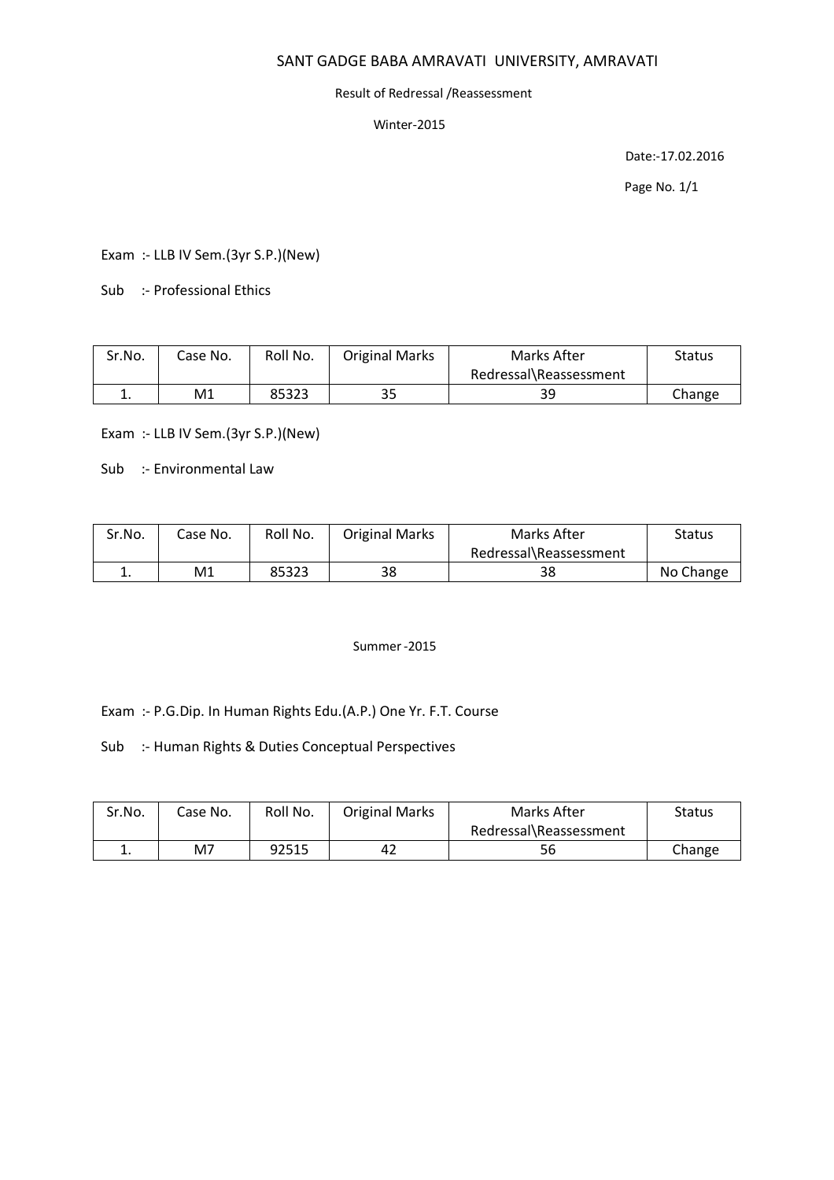# SANT GADGE BABA AMRAVATI UNIVERSITY, AMRAVATI

Result of Redressal /Reassessment

Winter-2015

Date:-17.02.2016

Page No. 1/1

Exam :- LLB IV Sem.(3yr S.P.)(New)

Sub :- Professional Ethics

| Sr.No. | Case No. | Roll No. | Original Marks | Marks After Redressal\Reassessment | Status |
|---|---|---|---|---|---|
| 1. | M1 | 85323 | 35 | 39 | Change |

Exam :- LLB IV Sem.(3yr S.P.)(New)

Sub :- Environmental Law

| Sr.No. | Case No. | Roll No. | Original Marks | Marks After Redressal\Reassessment | Status |
|---|---|---|---|---|---|
| 1. | M1 | 85323 | 38 | 38 | No Change |

Summer -2015

Exam :- P.G.Dip. In Human Rights Edu.(A.P.) One Yr. F.T. Course

Sub :- Human Rights & Duties Conceptual Perspectives

| Sr.No. | Case No. | Roll No. | Original Marks | Marks After Redressal\Reassessment | Status |
|---|---|---|---|---|---|
| 1. | M7 | 92515 | 42 | 56 | Change |